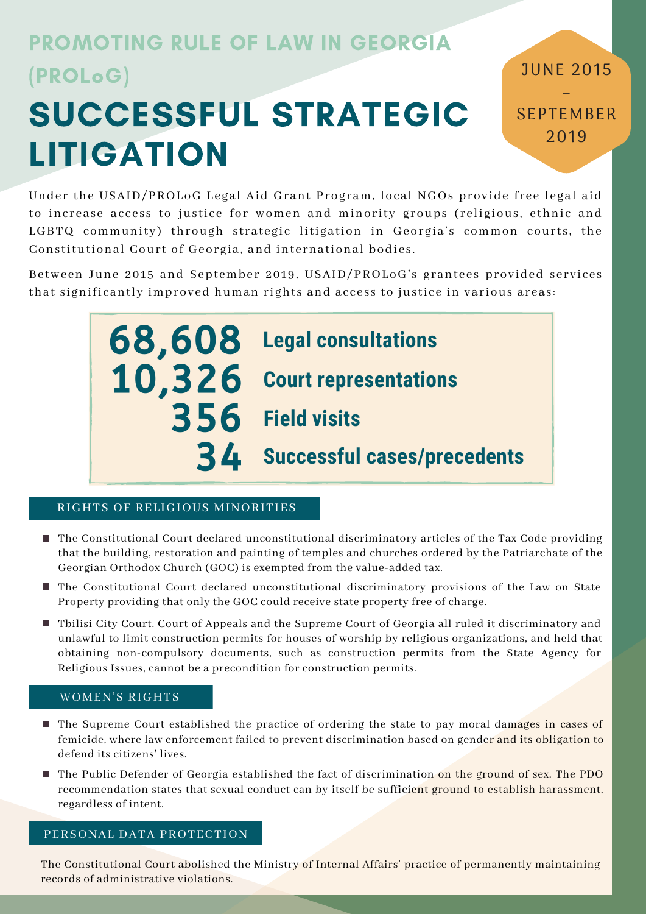## PROMOTING RULE OF LAW IN GEORGIA (PROLoG)

# SUCCESSFUL STRATEGIC LITIGATION

JUNE 2015 – SEPTEMBER 2019

Under the USAID/PROLoG Legal Aid Grant Program, local NGOs provide free legal aid to increase access to justice for women and minority groups (religious, ethnic and LGBTQ community) through strategic litigation in Georgia's common courts, the Constitutional Court of Georgia, and international bodies.

Between June 2015 and September 2019, USAID/PROLoG's grantees provided services that significantly improved human rights and access to justice in various areas:

| | |
|---|---|
| **68,608** | **Legal consultations** |
| **10,326** | **Court representations** |
| **356** | **Field visits** |
| **34** | **Successful cases/precedents** |

### RIGHTS OF RELIGIOUS MINORITIES

- The Constitutional Court declared unconstitutional discriminatory articles of the Tax Code providing that the building, restoration and painting of temples and churches ordered by the Patriarchate of the Georgian Orthodox Church (GOC) is exempted from the value-added tax.
- The Constitutional Court declared unconstitutional discriminatory provisions of the Law on State Property providing that only the GOC could receive state property free of charge.
- Tbilisi City Court, Court of Appeals and the Supreme Court of Georgia all ruled it discriminatory and unlawful to limit construction permits for houses of worship by religious organizations, and held that obtaining non-compulsory documents, such as construction permits from the State Agency for Religious Issues, cannot be a precondition for construction permits.

### WOMEN'S RIGHTS

- The Supreme Court established the practice of ordering the state to pay moral damages in cases of femicide, where law enforcement failed to prevent discrimination based on gender and its obligation to defend its citizens' lives.
- The Public Defender of Georgia established the fact of discrimination on the ground of sex. The PDO recommendation states that sexual conduct can by itself be sufficient ground to establish harassment, regardless of intent.

### PERSONAL DATA PROTECTION

The Constitutional Court abolished the Ministry of Internal Affairs' practice of permanently maintaining records of administrative violations.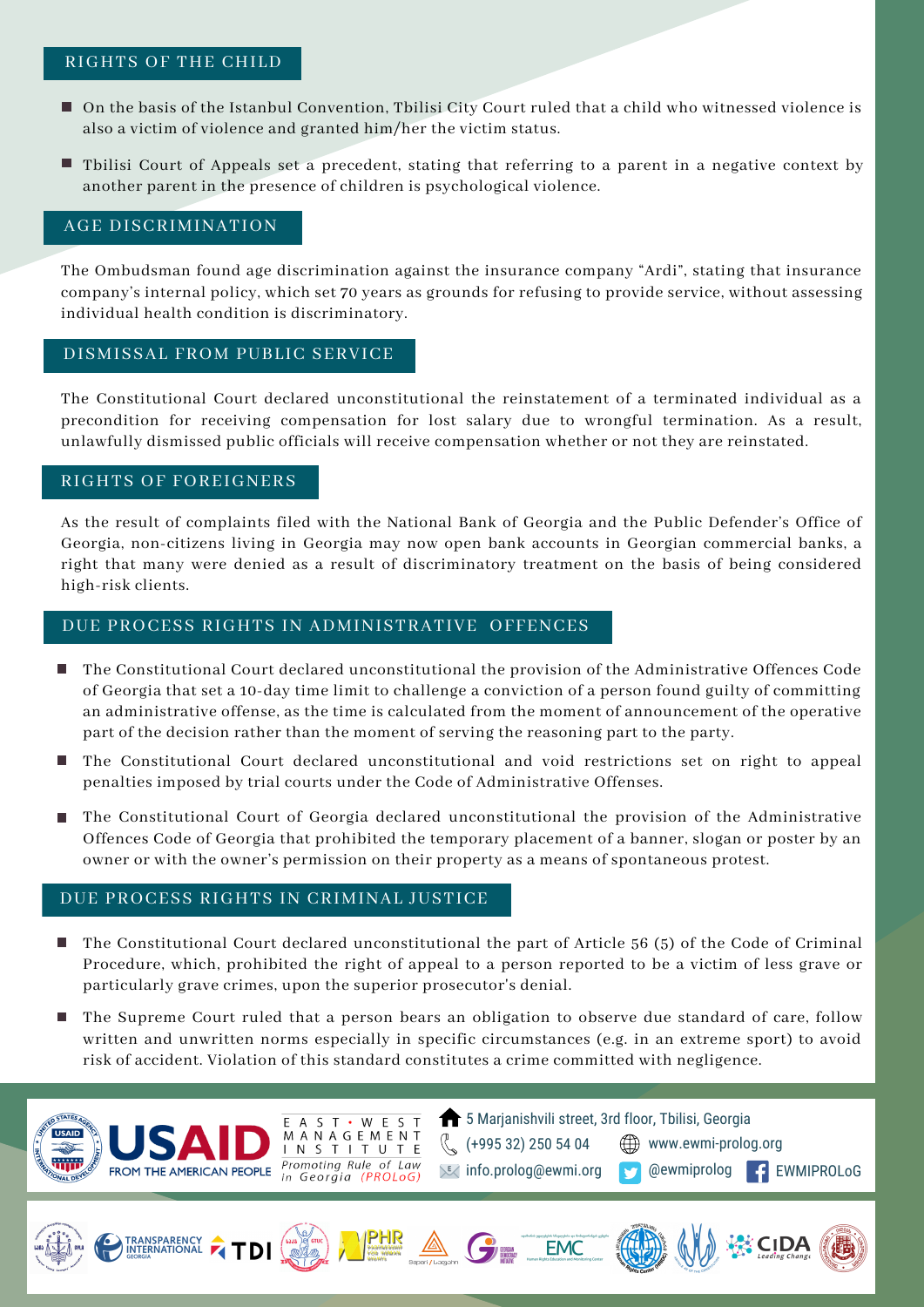## RIGHTS OF THE CHILD

- On the basis of the Istanbul Convention, Tbilisi City Court ruled that a child who witnessed violence is also a victim of violence and granted him/her the victim status.
- Tbilisi Court of Appeals set a precedent, stating that referring to a parent in a negative context by another parent in the presence of children is psychological violence.

## AGE DISCRIMINATION

The Ombudsman found age discrimination against the insurance company "Ardi", stating that insurance company's internal policy, which set 70 years as grounds for refusing to provide service, without assessing individual health condition is discriminatory.

## DISMISSAL FROM PUBLIC SERVICE

The Constitutional Court declared unconstitutional the reinstatement of a terminated individual as a precondition for receiving compensation for lost salary due to wrongful termination. As a result, unlawfully dismissed public officials will receive compensation whether or not they are reinstated.

## RIGHTS OF FOREIGNERS

As the result of complaints filed with the National Bank of Georgia and the Public Defender's Office of Georgia, non-citizens living in Georgia may now open bank accounts in Georgian commercial banks, a right that many were denied as a result of discriminatory treatment on the basis of being considered high-risk clients.

## DUE PROCESS RIGHTS IN ADMINISTRATIVE OFFENCES

- The Constitutional Court declared unconstitutional the provision of the Administrative Offences Code of Georgia that set a 10-day time limit to challenge a conviction of a person found guilty of committing an administrative offense, as the time is calculated from the moment of announcement of the operative part of the decision rather than the moment of serving the reasoning part to the party.
- The Constitutional Court declared unconstitutional and void restrictions set on right to appeal penalties imposed by trial courts under the Code of Administrative Offenses.
- The Constitutional Court of Georgia declared unconstitutional the provision of the Administrative Offences Code of Georgia that prohibited the temporary placement of a banner, slogan or poster by an owner or with the owner's permission on their property as a means of spontaneous protest.

## DUE PROCESS RIGHTS IN CRIMINAL JUSTICE

- The Constitutional Court declared unconstitutional the part of Article 56 (5) of the Code of Criminal Procedure, which, prohibited the right of appeal to a person reported to be a victim of less grave or particularly grave crimes, upon the superior prosecutor's denial.
- The Supreme Court ruled that a person bears an obligation to observe due standard of care, follow written and unwritten norms especially in specific circumstances (e.g. in an extreme sport) to avoid risk of accident. Violation of this standard constitutes a crime committed with negligence.

USAID FROM THE AMERICAN PEOPLE

EAST • WEST MANAGEMENT INSTITUTE

*Promoting Rule of Law in Georgia (PROLoG)*

5 Marjanishvili street, 3rd floor, Tbilisi, Georgia

(+995 32) 250 54 04    www.ewmi-prolog.org

info.prolog@ewmi.org    @ewmiprolog    EWMIPROLoG

TRANSPARENCY INTERNATIONAL GEORGIA    TDI    PHR    EMC    CIDA